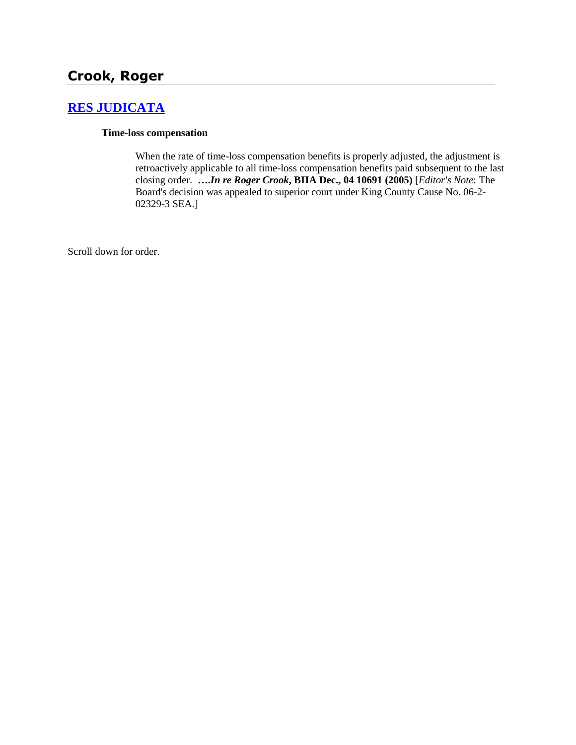# Crook, Roger

## [RES JUDICATA](#)

**Time-loss compensation**

When the rate of time-loss compensation benefits is properly adjusted, the adjustment is retroactively applicable to all time-loss compensation benefits paid subsequent to the last closing order. ***….In re Roger Crook*, BIIA Dec., 04 10691 (2005)** [*Editor's Note*: The Board's decision was appealed to superior court under King County Cause No. 06-2-02329-3 SEA.]

Scroll down for order.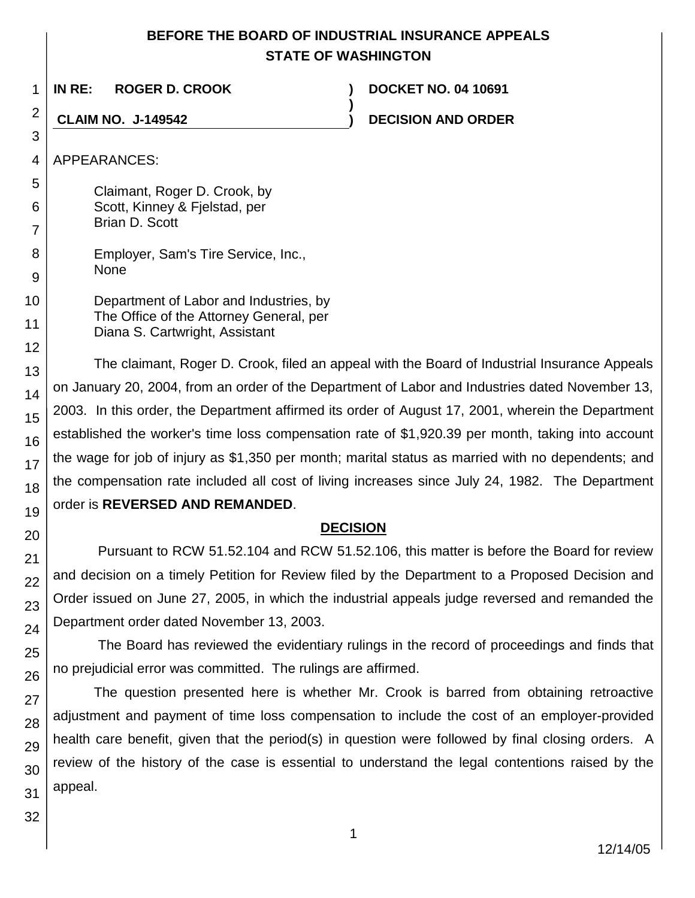**BEFORE THE BOARD OF INDUSTRIAL INSURANCE APPEALS**
**STATE OF WASHINGTON**

**IN RE: ROGER D. CROOK** ) **DOCKET NO. 04 10691**

**CLAIM NO. J-149542** ) **DECISION AND ORDER**

APPEARANCES:

Claimant, Roger D. Crook, by
Scott, Kinney & Fjelstad, per
Brian D. Scott

Employer, Sam's Tire Service, Inc.,
None

Department of Labor and Industries, by
The Office of the Attorney General, per
Diana S. Cartwright, Assistant

The claimant, Roger D. Crook, filed an appeal with the Board of Industrial Insurance Appeals on January 20, 2004, from an order of the Department of Labor and Industries dated November 13, 2003. In this order, the Department affirmed its order of August 17, 2001, wherein the Department established the worker's time loss compensation rate of $1,920.39 per month, taking into account the wage for job of injury as $1,350 per month; marital status as married with no dependents; and the compensation rate included all cost of living increases since July 24, 1982. The Department order is **REVERSED AND REMANDED**.

## DECISION

Pursuant to RCW 51.52.104 and RCW 51.52.106, this matter is before the Board for review and decision on a timely Petition for Review filed by the Department to a Proposed Decision and Order issued on June 27, 2005, in which the industrial appeals judge reversed and remanded the Department order dated November 13, 2003.

The Board has reviewed the evidentiary rulings in the record of proceedings and finds that no prejudicial error was committed. The rulings are affirmed.

The question presented here is whether Mr. Crook is barred from obtaining retroactive adjustment and payment of time loss compensation to include the cost of an employer-provided health care benefit, given that the period(s) in question were followed by final closing orders. A review of the history of the case is essential to understand the legal contentions raised by the appeal.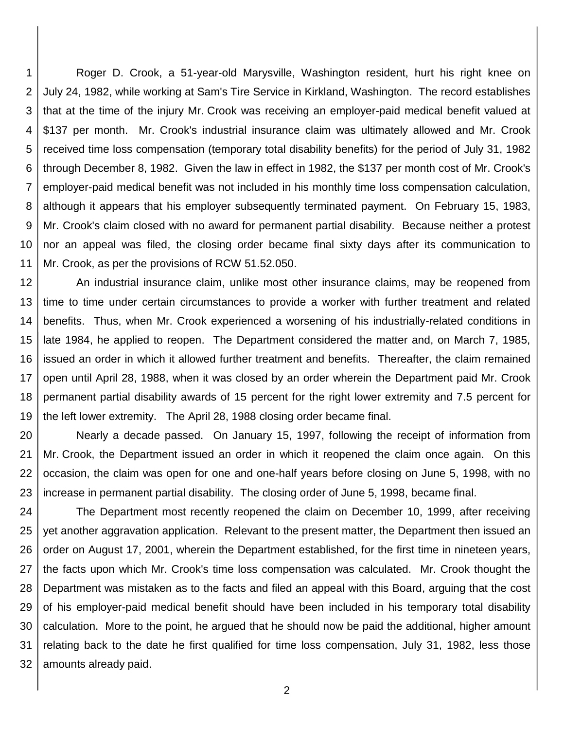Roger D. Crook, a 51-year-old Marysville, Washington resident, hurt his right knee on July 24, 1982, while working at Sam's Tire Service in Kirkland, Washington. The record establishes that at the time of the injury Mr. Crook was receiving an employer-paid medical benefit valued at $137 per month. Mr. Crook's industrial insurance claim was ultimately allowed and Mr. Crook received time loss compensation (temporary total disability benefits) for the period of July 31, 1982 through December 8, 1982. Given the law in effect in 1982, the $137 per month cost of Mr. Crook's employer-paid medical benefit was not included in his monthly time loss compensation calculation, although it appears that his employer subsequently terminated payment. On February 15, 1983, Mr. Crook's claim closed with no award for permanent partial disability. Because neither a protest nor an appeal was filed, the closing order became final sixty days after its communication to Mr. Crook, as per the provisions of RCW 51.52.050.

An industrial insurance claim, unlike most other insurance claims, may be reopened from time to time under certain circumstances to provide a worker with further treatment and related benefits. Thus, when Mr. Crook experienced a worsening of his industrially-related conditions in late 1984, he applied to reopen. The Department considered the matter and, on March 7, 1985, issued an order in which it allowed further treatment and benefits. Thereafter, the claim remained open until April 28, 1988, when it was closed by an order wherein the Department paid Mr. Crook permanent partial disability awards of 15 percent for the right lower extremity and 7.5 percent for the left lower extremity. The April 28, 1988 closing order became final.

Nearly a decade passed. On January 15, 1997, following the receipt of information from Mr. Crook, the Department issued an order in which it reopened the claim once again. On this occasion, the claim was open for one and one-half years before closing on June 5, 1998, with no increase in permanent partial disability. The closing order of June 5, 1998, became final.

The Department most recently reopened the claim on December 10, 1999, after receiving yet another aggravation application. Relevant to the present matter, the Department then issued an order on August 17, 2001, wherein the Department established, for the first time in nineteen years, the facts upon which Mr. Crook's time loss compensation was calculated. Mr. Crook thought the Department was mistaken as to the facts and filed an appeal with this Board, arguing that the cost of his employer-paid medical benefit should have been included in his temporary total disability calculation. More to the point, he argued that he should now be paid the additional, higher amount relating back to the date he first qualified for time loss compensation, July 31, 1982, less those amounts already paid.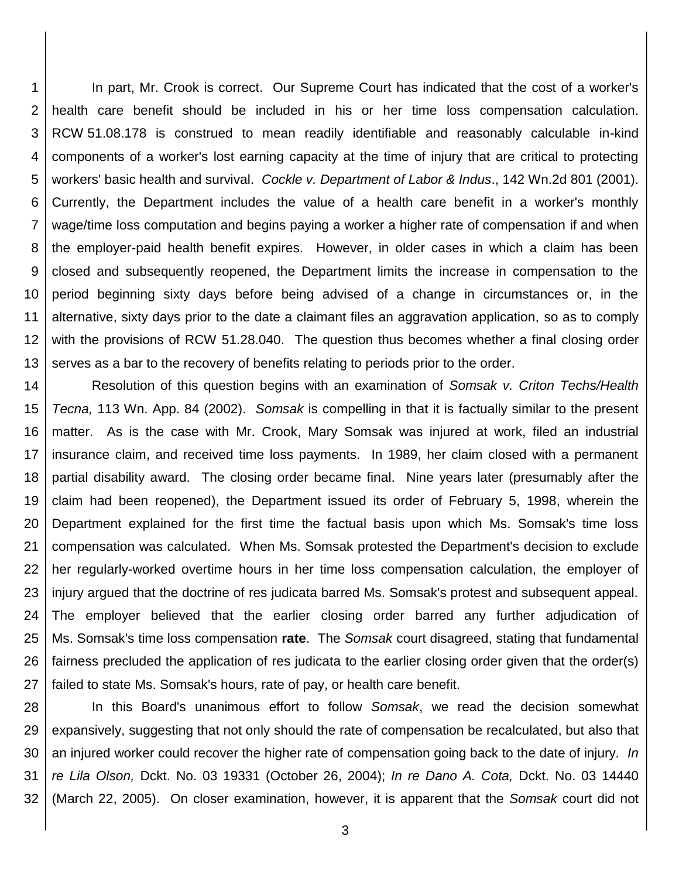In part, Mr. Crook is correct. Our Supreme Court has indicated that the cost of a worker's health care benefit should be included in his or her time loss compensation calculation. RCW 51.08.178 is construed to mean readily identifiable and reasonably calculable in-kind components of a worker's lost earning capacity at the time of injury that are critical to protecting workers' basic health and survival. *Cockle v. Department of Labor & Indus*., 142 Wn.2d 801 (2001). Currently, the Department includes the value of a health care benefit in a worker's monthly wage/time loss computation and begins paying a worker a higher rate of compensation if and when the employer-paid health benefit expires. However, in older cases in which a claim has been closed and subsequently reopened, the Department limits the increase in compensation to the period beginning sixty days before being advised of a change in circumstances or, in the alternative, sixty days prior to the date a claimant files an aggravation application, so as to comply with the provisions of RCW 51.28.040. The question thus becomes whether a final closing order serves as a bar to the recovery of benefits relating to periods prior to the order.

Resolution of this question begins with an examination of *Somsak v. Criton Techs/Health Tecna,* 113 Wn. App. 84 (2002). *Somsak* is compelling in that it is factually similar to the present matter. As is the case with Mr. Crook, Mary Somsak was injured at work, filed an industrial insurance claim, and received time loss payments. In 1989, her claim closed with a permanent partial disability award. The closing order became final. Nine years later (presumably after the claim had been reopened), the Department issued its order of February 5, 1998, wherein the Department explained for the first time the factual basis upon which Ms. Somsak's time loss compensation was calculated. When Ms. Somsak protested the Department's decision to exclude her regularly-worked overtime hours in her time loss compensation calculation, the employer of injury argued that the doctrine of res judicata barred Ms. Somsak's protest and subsequent appeal. The employer believed that the earlier closing order barred any further adjudication of Ms. Somsak's time loss compensation **rate**. The *Somsak* court disagreed, stating that fundamental fairness precluded the application of res judicata to the earlier closing order given that the order(s) failed to state Ms. Somsak's hours, rate of pay, or health care benefit.

In this Board's unanimous effort to follow *Somsak*, we read the decision somewhat expansively, suggesting that not only should the rate of compensation be recalculated, but also that an injured worker could recover the higher rate of compensation going back to the date of injury. *In re Lila Olson,* Dckt. No. 03 19331 (October 26, 2004); *In re Dano A. Cota,* Dckt. No. 03 14440 (March 22, 2005). On closer examination, however, it is apparent that the *Somsak* court did not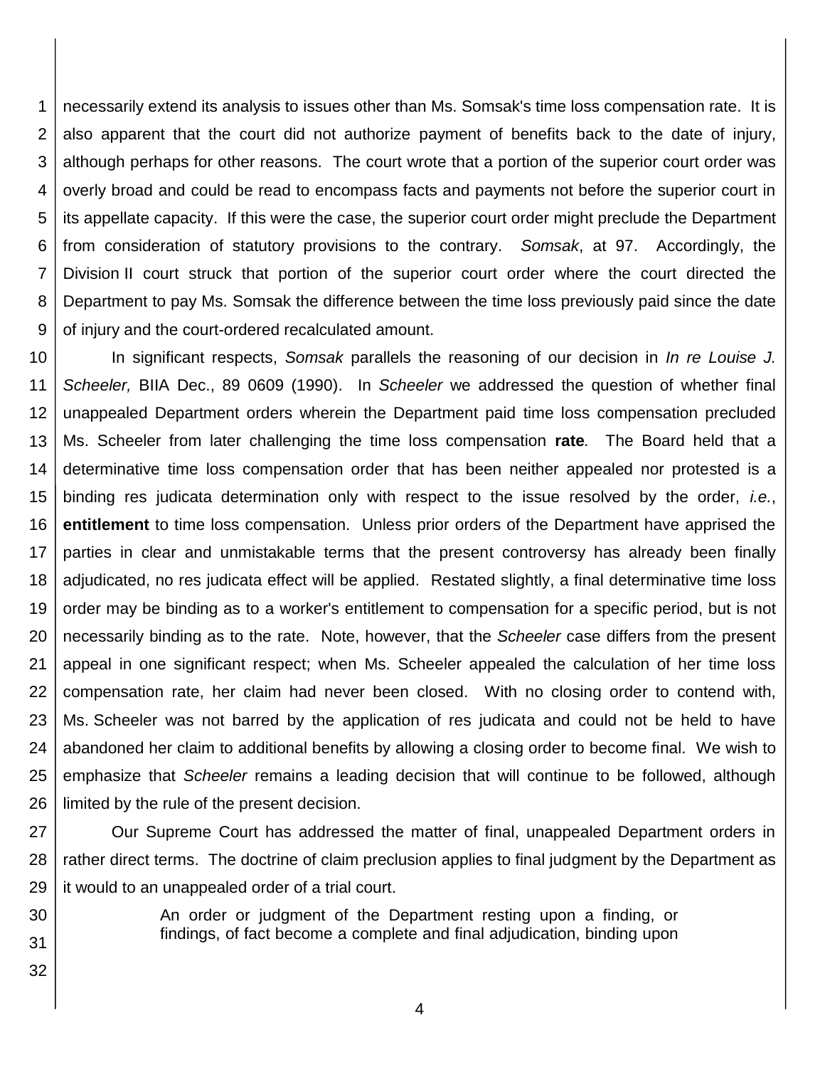necessarily extend its analysis to issues other than Ms. Somsak's time loss compensation rate. It is also apparent that the court did not authorize payment of benefits back to the date of injury, although perhaps for other reasons. The court wrote that a portion of the superior court order was overly broad and could be read to encompass facts and payments not before the superior court in its appellate capacity. If this were the case, the superior court order might preclude the Department from consideration of statutory provisions to the contrary. *Somsak*, at 97. Accordingly, the Division II court struck that portion of the superior court order where the court directed the Department to pay Ms. Somsak the difference between the time loss previously paid since the date of injury and the court-ordered recalculated amount.

In significant respects, *Somsak* parallels the reasoning of our decision in *In re Louise J. Scheeler,* BIIA Dec., 89 0609 (1990). In *Scheeler* we addressed the question of whether final unappealed Department orders wherein the Department paid time loss compensation precluded Ms. Scheeler from later challenging the time loss compensation **rate**. The Board held that a determinative time loss compensation order that has been neither appealed nor protested is a binding res judicata determination only with respect to the issue resolved by the order, *i.e.*, **entitlement** to time loss compensation. Unless prior orders of the Department have apprised the parties in clear and unmistakable terms that the present controversy has already been finally adjudicated, no res judicata effect will be applied. Restated slightly, a final determinative time loss order may be binding as to a worker's entitlement to compensation for a specific period, but is not necessarily binding as to the rate. Note, however, that the *Scheeler* case differs from the present appeal in one significant respect; when Ms. Scheeler appealed the calculation of her time loss compensation rate, her claim had never been closed. With no closing order to contend with, Ms. Scheeler was not barred by the application of res judicata and could not be held to have abandoned her claim to additional benefits by allowing a closing order to become final. We wish to emphasize that *Scheeler* remains a leading decision that will continue to be followed, although limited by the rule of the present decision.

Our Supreme Court has addressed the matter of final, unappealed Department orders in rather direct terms. The doctrine of claim preclusion applies to final judgment by the Department as it would to an unappealed order of a trial court.

> An order or judgment of the Department resting upon a finding, or findings, of fact become a complete and final adjudication, binding upon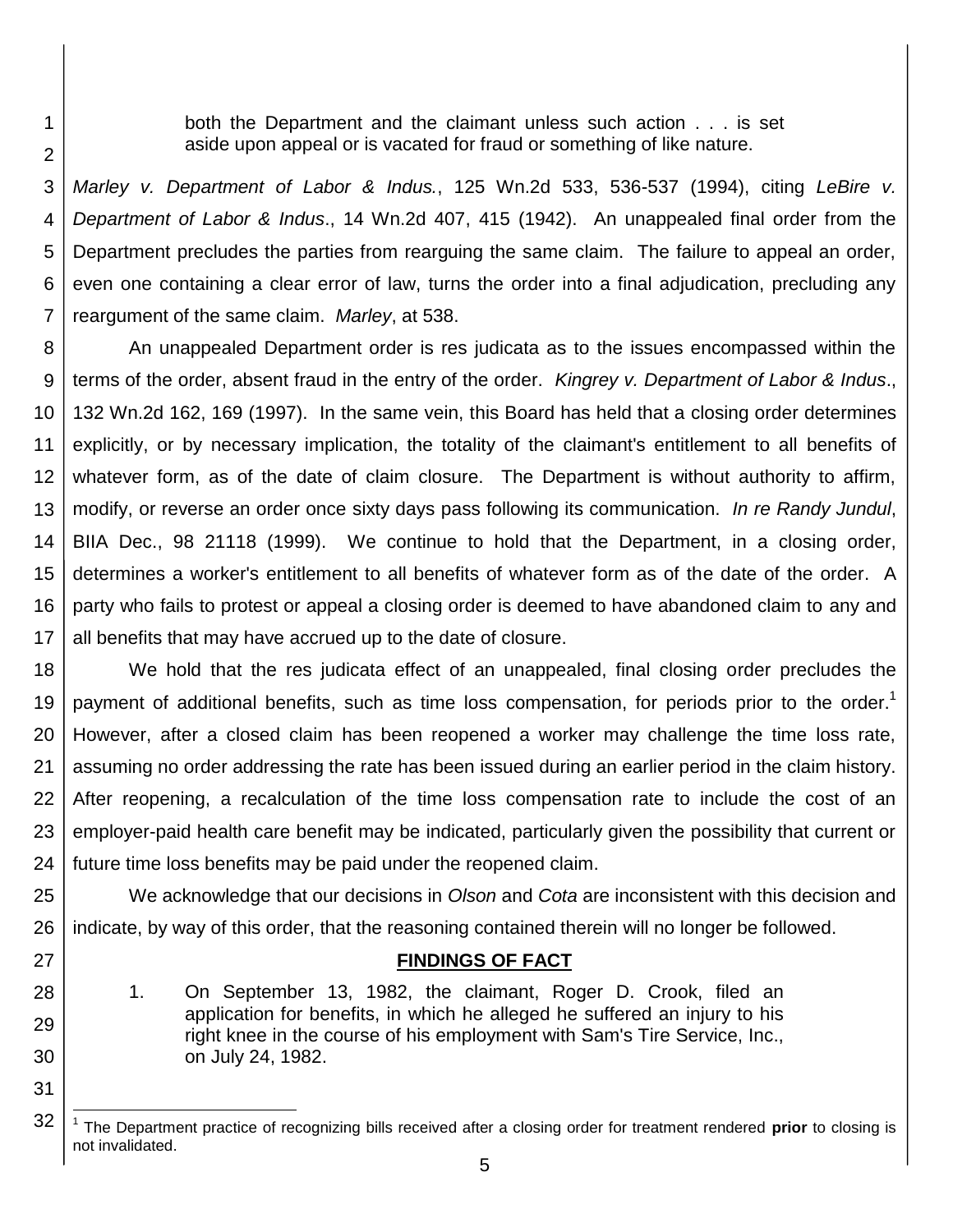> both the Department and the claimant unless such action . . . is set aside upon appeal or is vacated for fraud or something of like nature.

*Marley v. Department of Labor & Indus.*, 125 Wn.2d 533, 536-537 (1994), citing *LeBire v. Department of Labor & Indus*., 14 Wn.2d 407, 415 (1942). An unappealed final order from the Department precludes the parties from rearguing the same claim. The failure to appeal an order, even one containing a clear error of law, turns the order into a final adjudication, precluding any reargument of the same claim. *Marley*, at 538.

An unappealed Department order is res judicata as to the issues encompassed within the terms of the order, absent fraud in the entry of the order. *Kingrey v. Department of Labor & Indus*., 132 Wn.2d 162, 169 (1997). In the same vein, this Board has held that a closing order determines explicitly, or by necessary implication, the totality of the claimant's entitlement to all benefits of whatever form, as of the date of claim closure. The Department is without authority to affirm, modify, or reverse an order once sixty days pass following its communication. *In re Randy Jundul*, BIIA Dec., 98 21118 (1999). We continue to hold that the Department, in a closing order, determines a worker's entitlement to all benefits of whatever form as of the date of the order. A party who fails to protest or appeal a closing order is deemed to have abandoned claim to any and all benefits that may have accrued up to the date of closure.

We hold that the res judicata effect of an unappealed, final closing order precludes the payment of additional benefits, such as time loss compensation, for periods prior to the order.[1] However, after a closed claim has been reopened a worker may challenge the time loss rate, assuming no order addressing the rate has been issued during an earlier period in the claim history. After reopening, a recalculation of the time loss compensation rate to include the cost of an employer-paid health care benefit may be indicated, particularly given the possibility that current or future time loss benefits may be paid under the reopened claim.

We acknowledge that our decisions in *Olson* and *Cota* are inconsistent with this decision and indicate, by way of this order, that the reasoning contained therein will no longer be followed.

## FINDINGS OF FACT

1. On September 13, 1982, the claimant, Roger D. Crook, filed an application for benefits, in which he alleged he suffered an injury to his right knee in the course of his employment with Sam's Tire Service, Inc., on July 24, 1982.

---

[1] The Department practice of recognizing bills received after a closing order for treatment rendered **prior** to closing is not invalidated.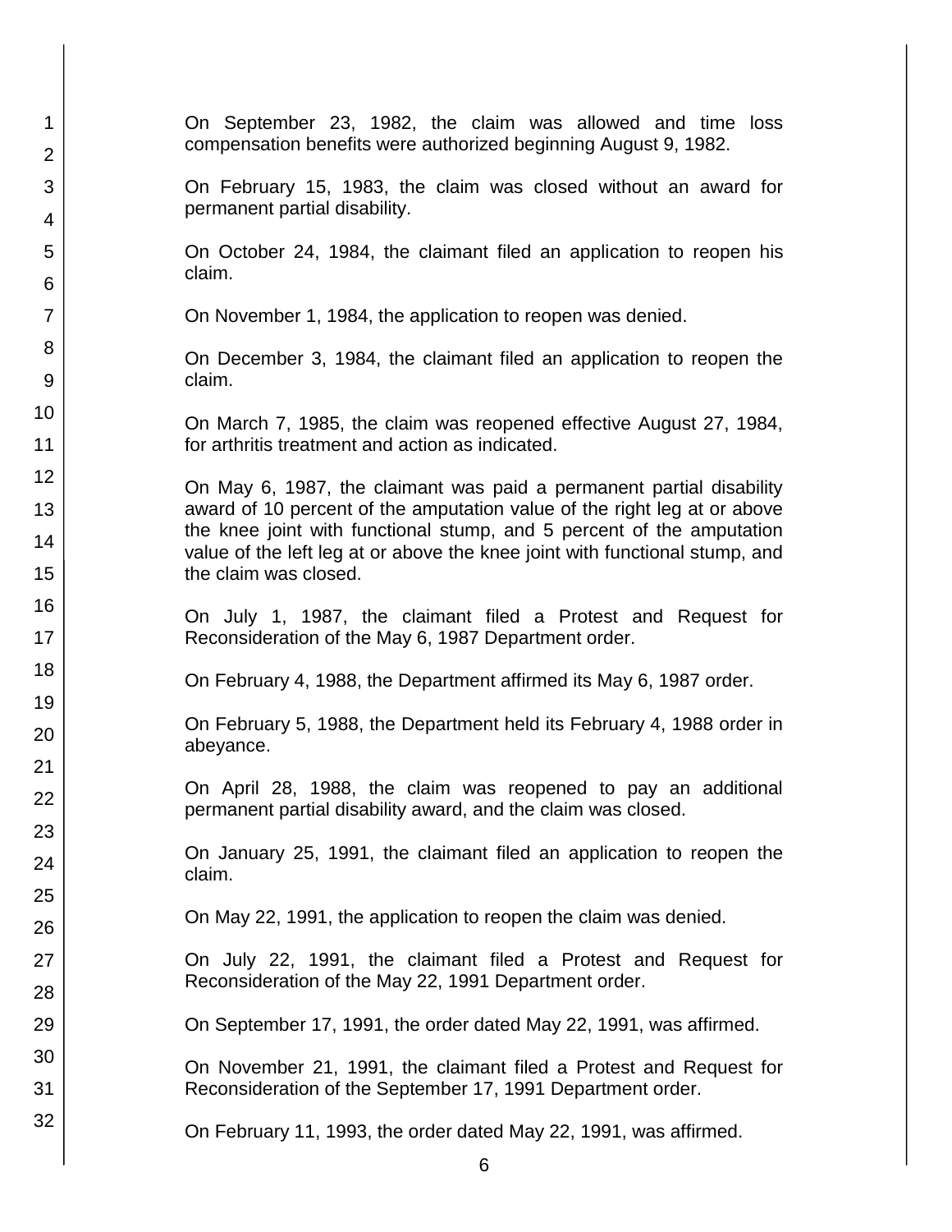On September 23, 1982, the claim was allowed and time loss compensation benefits were authorized beginning August 9, 1982.

On February 15, 1983, the claim was closed without an award for permanent partial disability.

On October 24, 1984, the claimant filed an application to reopen his claim.

On November 1, 1984, the application to reopen was denied.

On December 3, 1984, the claimant filed an application to reopen the claim.

On March 7, 1985, the claim was reopened effective August 27, 1984, for arthritis treatment and action as indicated.

On May 6, 1987, the claimant was paid a permanent partial disability award of 10 percent of the amputation value of the right leg at or above the knee joint with functional stump, and 5 percent of the amputation value of the left leg at or above the knee joint with functional stump, and the claim was closed.

On July 1, 1987, the claimant filed a Protest and Request for Reconsideration of the May 6, 1987 Department order.

On February 4, 1988, the Department affirmed its May 6, 1987 order.

On February 5, 1988, the Department held its February 4, 1988 order in abeyance.

On April 28, 1988, the claim was reopened to pay an additional permanent partial disability award, and the claim was closed.

On January 25, 1991, the claimant filed an application to reopen the claim.

On May 22, 1991, the application to reopen the claim was denied.

On July 22, 1991, the claimant filed a Protest and Request for Reconsideration of the May 22, 1991 Department order.

On September 17, 1991, the order dated May 22, 1991, was affirmed.

On November 21, 1991, the claimant filed a Protest and Request for Reconsideration of the September 17, 1991 Department order.

On February 11, 1993, the order dated May 22, 1991, was affirmed.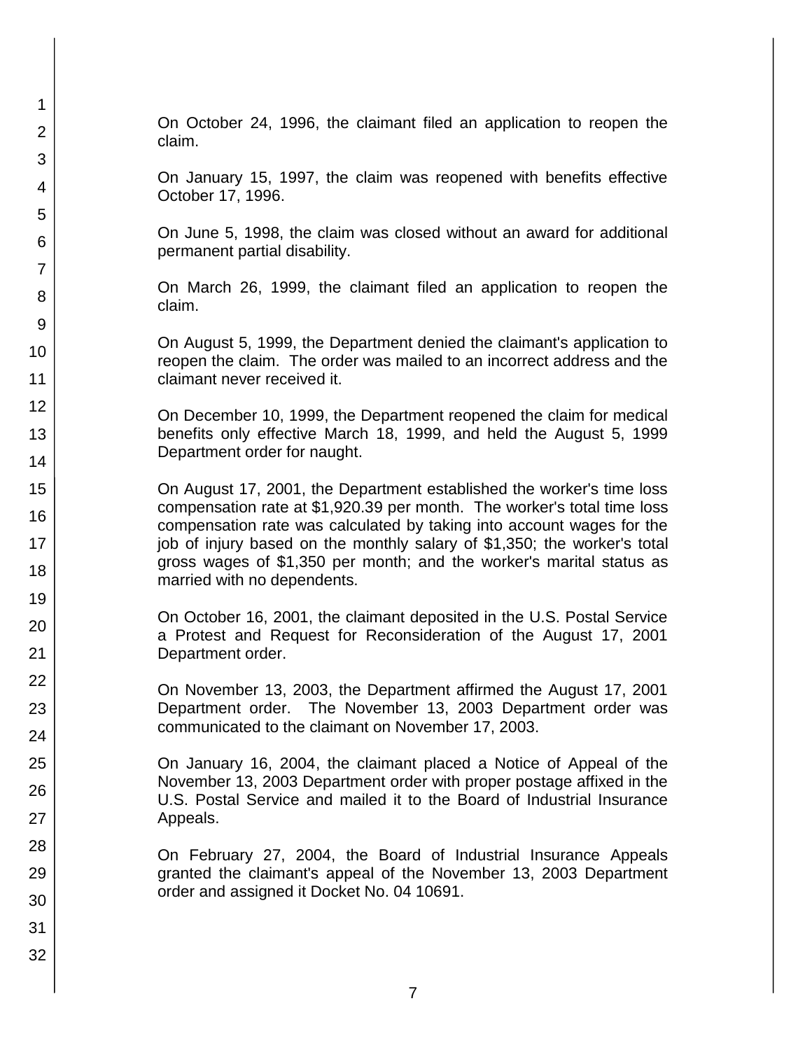On October 24, 1996, the claimant filed an application to reopen the claim.

On January 15, 1997, the claim was reopened with benefits effective October 17, 1996.

On June 5, 1998, the claim was closed without an award for additional permanent partial disability.

On March 26, 1999, the claimant filed an application to reopen the claim.

On August 5, 1999, the Department denied the claimant's application to reopen the claim. The order was mailed to an incorrect address and the claimant never received it.

On December 10, 1999, the Department reopened the claim for medical benefits only effective March 18, 1999, and held the August 5, 1999 Department order for naught.

On August 17, 2001, the Department established the worker's time loss compensation rate at $1,920.39 per month. The worker's total time loss compensation rate was calculated by taking into account wages for the job of injury based on the monthly salary of $1,350; the worker's total gross wages of $1,350 per month; and the worker's marital status as married with no dependents.

On October 16, 2001, the claimant deposited in the U.S. Postal Service a Protest and Request for Reconsideration of the August 17, 2001 Department order.

On November 13, 2003, the Department affirmed the August 17, 2001 Department order. The November 13, 2003 Department order was communicated to the claimant on November 17, 2003.

On January 16, 2004, the claimant placed a Notice of Appeal of the November 13, 2003 Department order with proper postage affixed in the U.S. Postal Service and mailed it to the Board of Industrial Insurance Appeals.

On February 27, 2004, the Board of Industrial Insurance Appeals granted the claimant's appeal of the November 13, 2003 Department order and assigned it Docket No. 04 10691.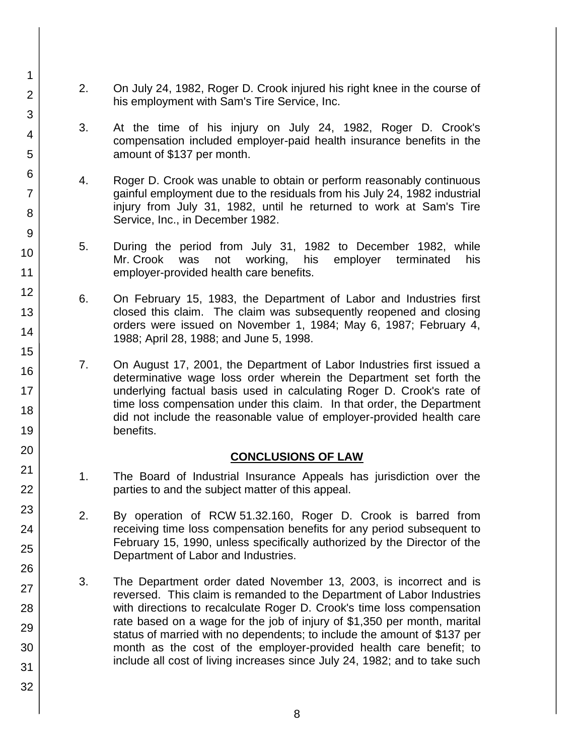2. On July 24, 1982, Roger D. Crook injured his right knee in the course of his employment with Sam's Tire Service, Inc.

3. At the time of his injury on July 24, 1982, Roger D. Crook's compensation included employer-paid health insurance benefits in the amount of $137 per month.

4. Roger D. Crook was unable to obtain or perform reasonably continuous gainful employment due to the residuals from his July 24, 1982 industrial injury from July 31, 1982, until he returned to work at Sam's Tire Service, Inc., in December 1982.

5. During the period from July 31, 1982 to December 1982, while Mr. Crook was not working, his employer terminated his employer-provided health care benefits.

6. On February 15, 1983, the Department of Labor and Industries first closed this claim. The claim was subsequently reopened and closing orders were issued on November 1, 1984; May 6, 1987; February 4, 1988; April 28, 1988; and June 5, 1998.

7. On August 17, 2001, the Department of Labor Industries first issued a determinative wage loss order wherein the Department set forth the underlying factual basis used in calculating Roger D. Crook's rate of time loss compensation under this claim. In that order, the Department did not include the reasonable value of employer-provided health care benefits.

## CONCLUSIONS OF LAW

1. The Board of Industrial Insurance Appeals has jurisdiction over the parties to and the subject matter of this appeal.

2. By operation of RCW 51.32.160, Roger D. Crook is barred from receiving time loss compensation benefits for any period subsequent to February 15, 1990, unless specifically authorized by the Director of the Department of Labor and Industries.

3. The Department order dated November 13, 2003, is incorrect and is reversed. This claim is remanded to the Department of Labor Industries with directions to recalculate Roger D. Crook's time loss compensation rate based on a wage for the job of injury of $1,350 per month, marital status of married with no dependents; to include the amount of $137 per month as the cost of the employer-provided health care benefit; to include all cost of living increases since July 24, 1982; and to take such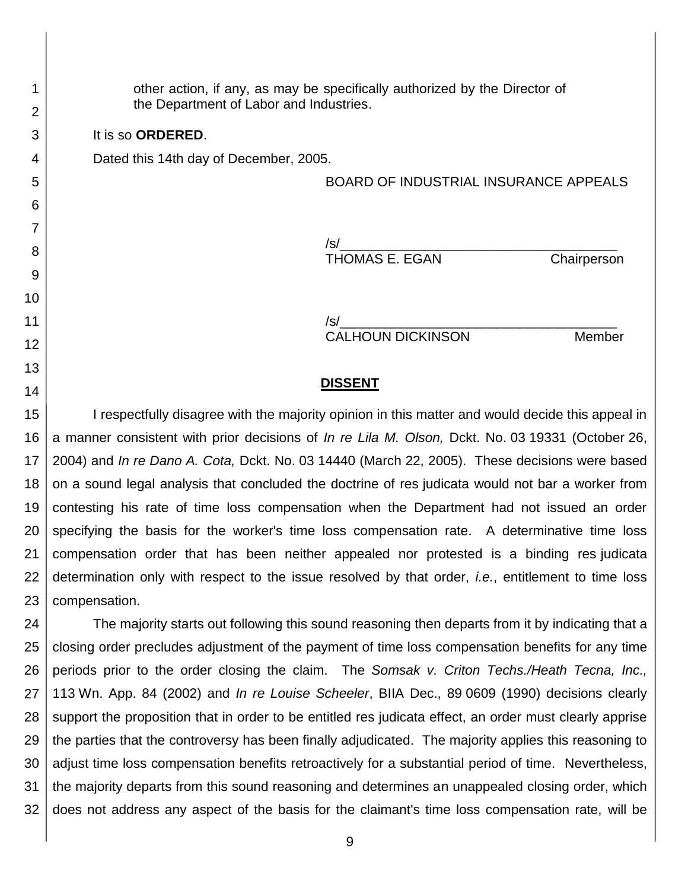other action, if any, as may be specifically authorized by the Director of the Department of Labor and Industries.

It is so **ORDERED**.

Dated this 14th day of December, 2005.

BOARD OF INDUSTRIAL INSURANCE APPEALS

/s/
THOMAS E. EGAN Chairperson

/s/
CALHOUN DICKINSON Member

## DISSENT

I respectfully disagree with the majority opinion in this matter and would decide this appeal in a manner consistent with prior decisions of *In re Lila M. Olson,* Dckt. No. 03 19331 (October 26, 2004) and *In re Dano A. Cota,* Dckt. No. 03 14440 (March 22, 2005). These decisions were based on a sound legal analysis that concluded the doctrine of res judicata would not bar a worker from contesting his rate of time loss compensation when the Department had not issued an order specifying the basis for the worker's time loss compensation rate. A determinative time loss compensation order that has been neither appealed nor protested is a binding res judicata determination only with respect to the issue resolved by that order, *i.e.*, entitlement to time loss compensation.

The majority starts out following this sound reasoning then departs from it by indicating that a closing order precludes adjustment of the payment of time loss compensation benefits for any time periods prior to the order closing the claim. The *Somsak v. Criton Techs./Heath Tecna, Inc.,* 113 Wn. App. 84 (2002) and *In re Louise Scheeler*, BIIA Dec., 89 0609 (1990) decisions clearly support the proposition that in order to be entitled res judicata effect, an order must clearly apprise the parties that the controversy has been finally adjudicated. The majority applies this reasoning to adjust time loss compensation benefits retroactively for a substantial period of time. Nevertheless, the majority departs from this sound reasoning and determines an unappealed closing order, which does not address any aspect of the basis for the claimant's time loss compensation rate, will be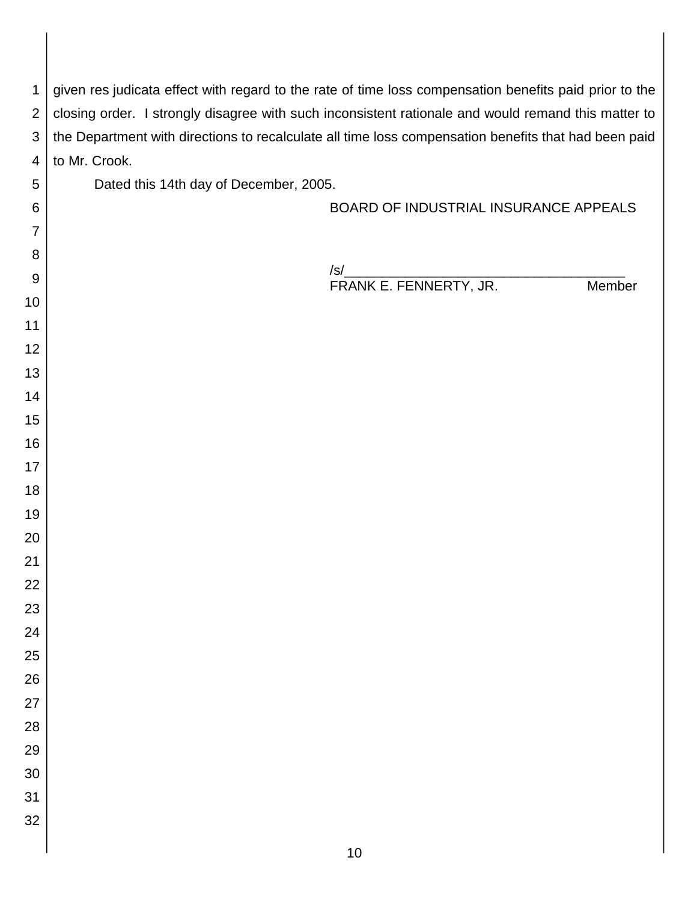given res judicata effect with regard to the rate of time loss compensation benefits paid prior to the closing order. I strongly disagree with such inconsistent rationale and would remand this matter to the Department with directions to recalculate all time loss compensation benefits that had been paid to Mr. Crook.

Dated this 14th day of December, 2005.

BOARD OF INDUSTRIAL INSURANCE APPEALS

/s/_____________________________________
FRANK E. FENNERTY, JR. Member